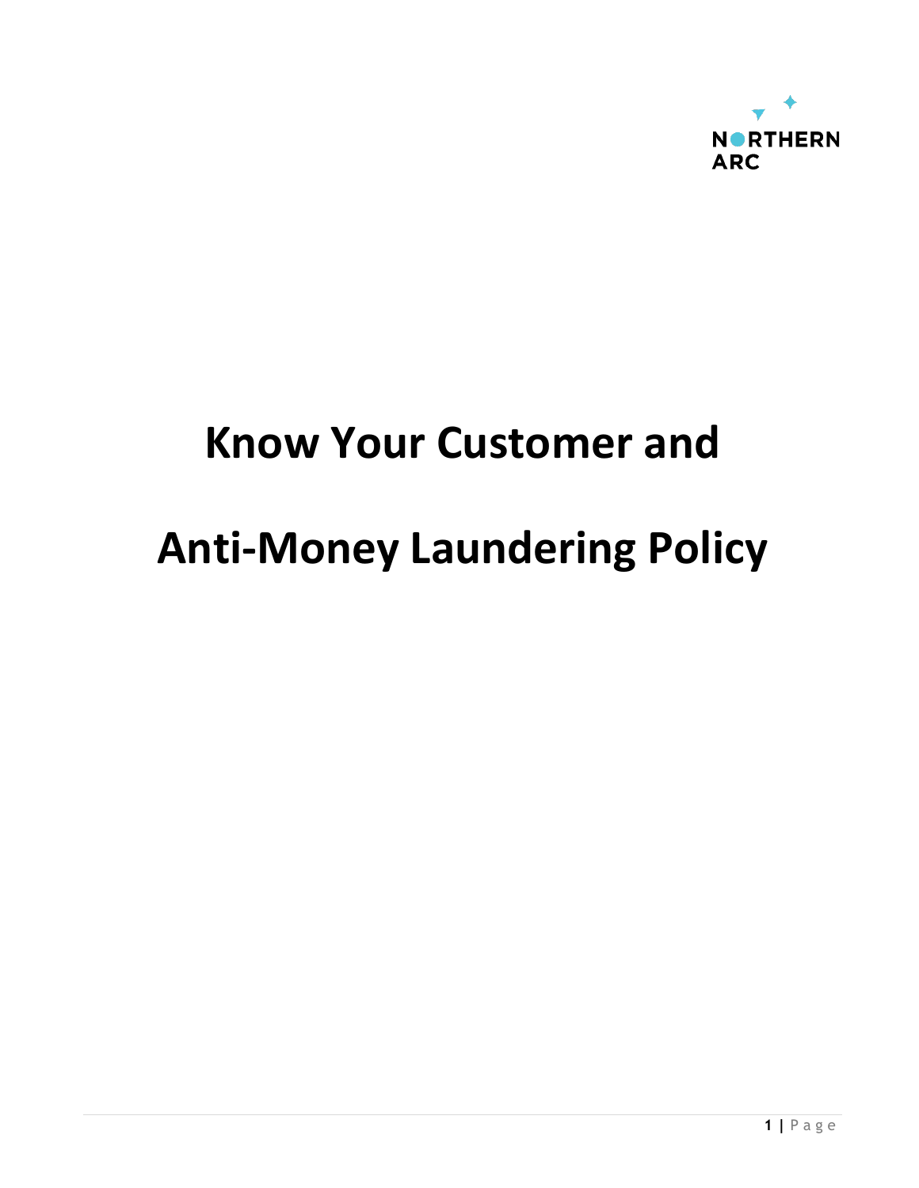NORTHERN ARC

# Know Your Customer and

# Anti-Money Laundering Policy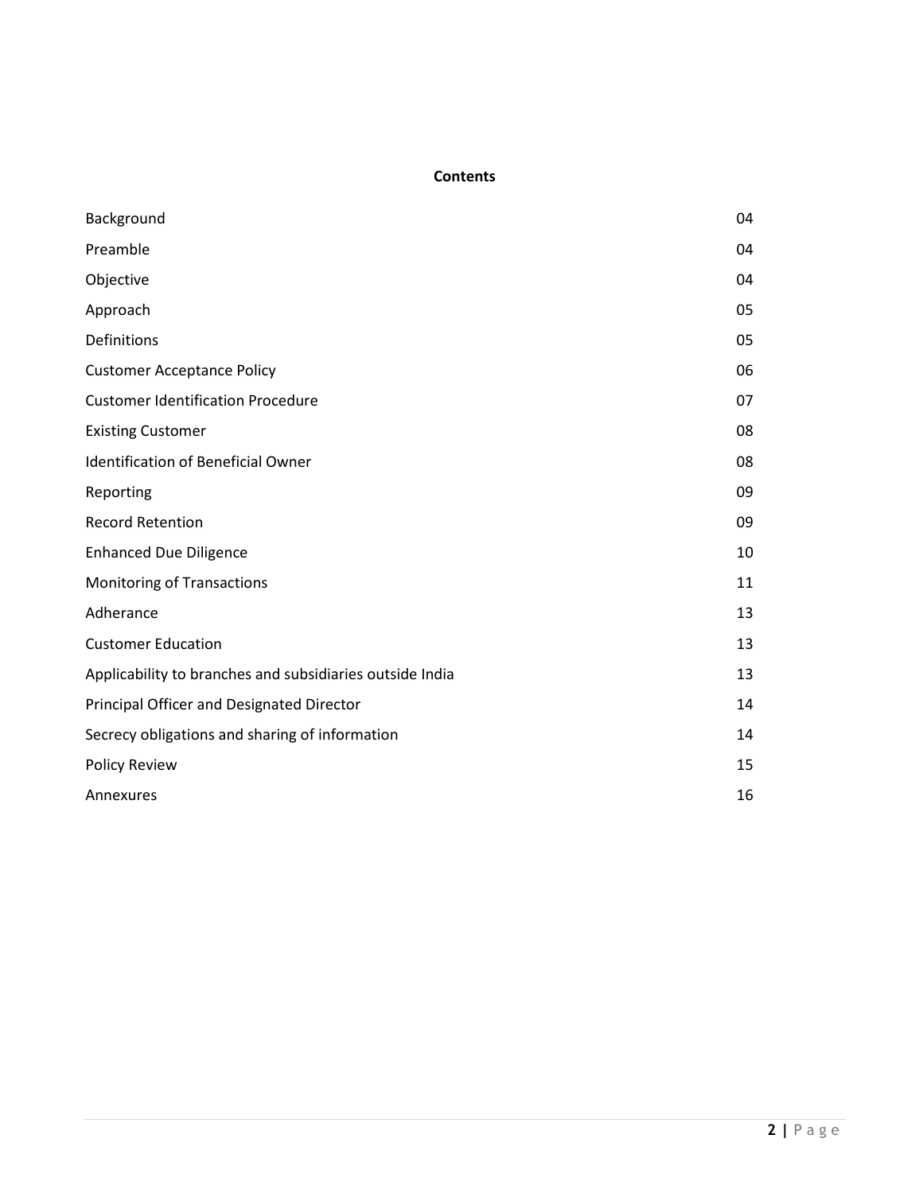## Contents

| | |
|---|---|
| Background | 04 |
| Preamble | 04 |
| Objective | 04 |
| Approach | 05 |
| Definitions | 05 |
| Customer Acceptance Policy | 06 |
| Customer Identification Procedure | 07 |
| Existing Customer | 08 |
| Identification of Beneficial Owner | 08 |
| Reporting | 09 |
| Record Retention | 09 |
| Enhanced Due Diligence | 10 |
| Monitoring of Transactions | 11 |
| Adherance | 13 |
| Customer Education | 13 |
| Applicability to branches and subsidiaries outside India | 13 |
| Principal Officer and Designated Director | 14 |
| Secrecy obligations and sharing of information | 14 |
| Policy Review | 15 |
| Annexures | 16 |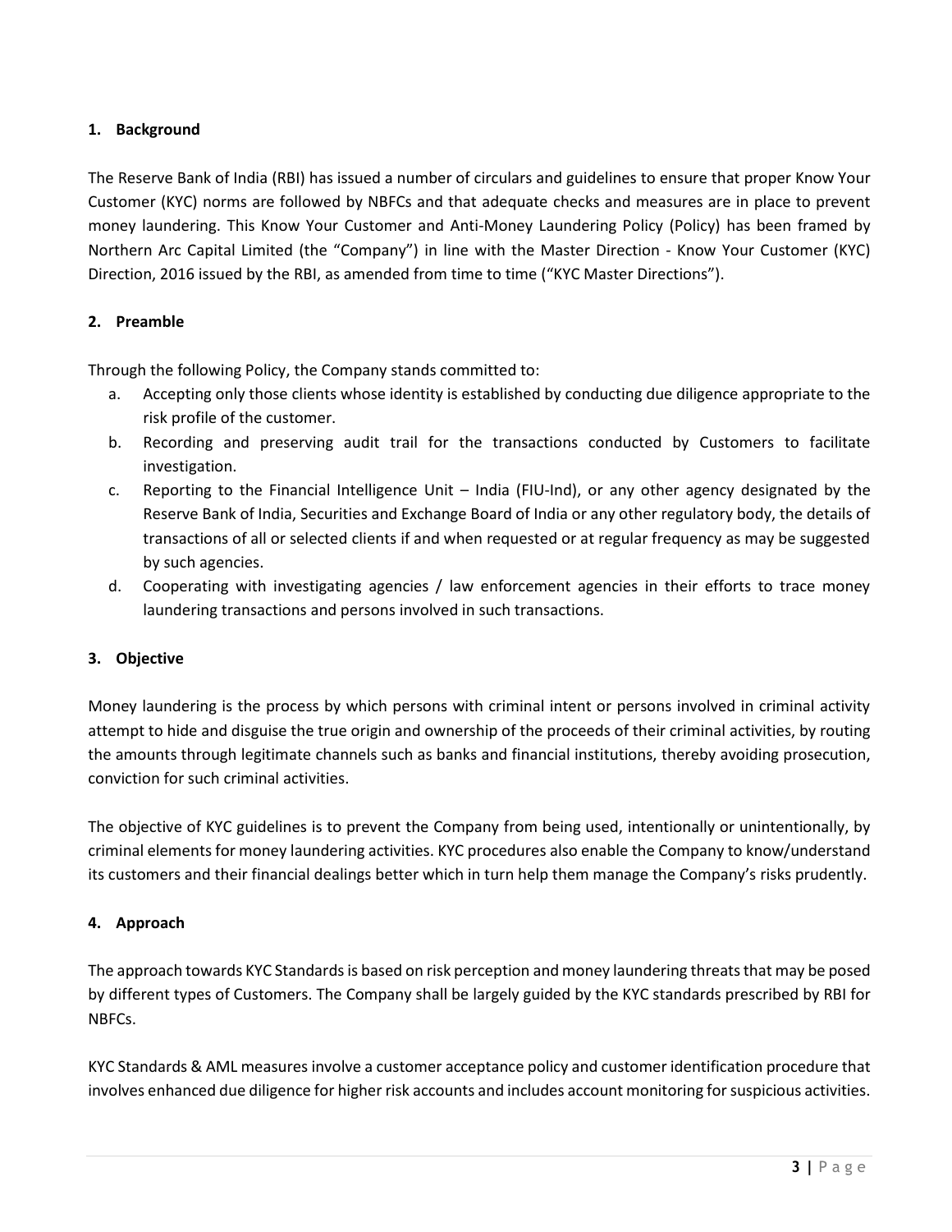## 1. Background

The Reserve Bank of India (RBI) has issued a number of circulars and guidelines to ensure that proper Know Your Customer (KYC) norms are followed by NBFCs and that adequate checks and measures are in place to prevent money laundering. This Know Your Customer and Anti-Money Laundering Policy (Policy) has been framed by Northern Arc Capital Limited (the "Company") in line with the Master Direction - Know Your Customer (KYC) Direction, 2016 issued by the RBI, as amended from time to time ("KYC Master Directions").

## 2. Preamble

Through the following Policy, the Company stands committed to:

a. Accepting only those clients whose identity is established by conducting due diligence appropriate to the risk profile of the customer.
b. Recording and preserving audit trail for the transactions conducted by Customers to facilitate investigation.
c. Reporting to the Financial Intelligence Unit – India (FIU-Ind), or any other agency designated by the Reserve Bank of India, Securities and Exchange Board of India or any other regulatory body, the details of transactions of all or selected clients if and when requested or at regular frequency as may be suggested by such agencies.
d. Cooperating with investigating agencies / law enforcement agencies in their efforts to trace money laundering transactions and persons involved in such transactions.

## 3. Objective

Money laundering is the process by which persons with criminal intent or persons involved in criminal activity attempt to hide and disguise the true origin and ownership of the proceeds of their criminal activities, by routing the amounts through legitimate channels such as banks and financial institutions, thereby avoiding prosecution, conviction for such criminal activities.

The objective of KYC guidelines is to prevent the Company from being used, intentionally or unintentionally, by criminal elements for money laundering activities. KYC procedures also enable the Company to know/understand its customers and their financial dealings better which in turn help them manage the Company's risks prudently.

## 4. Approach

The approach towards KYC Standards is based on risk perception and money laundering threats that may be posed by different types of Customers. The Company shall be largely guided by the KYC standards prescribed by RBI for NBFCs.

KYC Standards & AML measures involve a customer acceptance policy and customer identification procedure that involves enhanced due diligence for higher risk accounts and includes account monitoring for suspicious activities.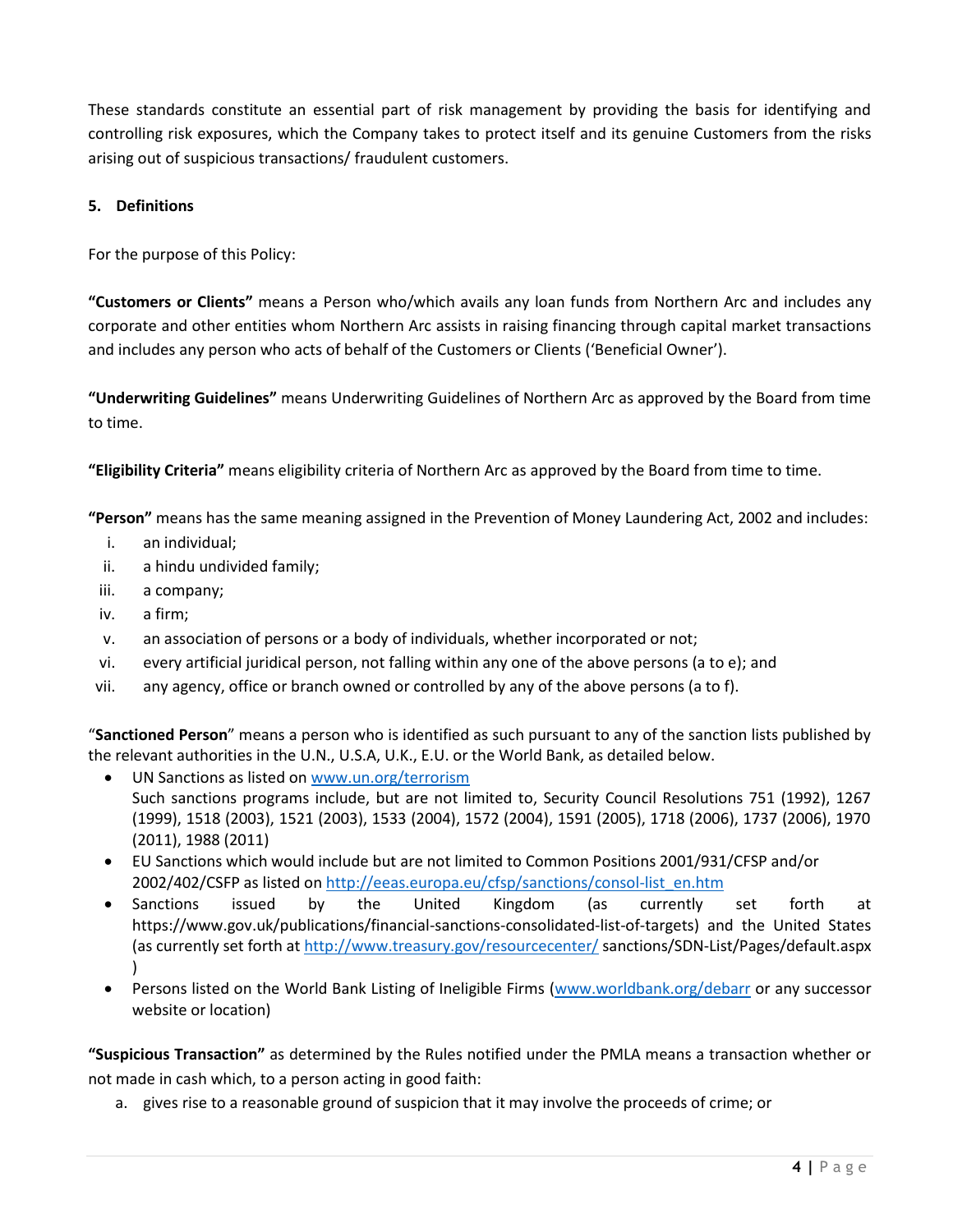These standards constitute an essential part of risk management by providing the basis for identifying and controlling risk exposures, which the Company takes to protect itself and its genuine Customers from the risks arising out of suspicious transactions/ fraudulent customers.

## 5. Definitions

For the purpose of this Policy:

**"Customers or Clients"** means a Person who/which avails any loan funds from Northern Arc and includes any corporate and other entities whom Northern Arc assists in raising financing through capital market transactions and includes any person who acts of behalf of the Customers or Clients ('Beneficial Owner').

**"Underwriting Guidelines"** means Underwriting Guidelines of Northern Arc as approved by the Board from time to time.

**"Eligibility Criteria"** means eligibility criteria of Northern Arc as approved by the Board from time to time.

**"Person"** means has the same meaning assigned in the Prevention of Money Laundering Act, 2002 and includes:

i. an individual;
ii. a hindu undivided family;
iii. a company;
iv. a firm;
v. an association of persons or a body of individuals, whether incorporated or not;
vi. every artificial juridical person, not falling within any one of the above persons (a to e); and
vii. any agency, office or branch owned or controlled by any of the above persons (a to f).

"**Sanctioned Person**" means a person who is identified as such pursuant to any of the sanction lists published by the relevant authorities in the U.N., U.S.A, U.K., E.U. or the World Bank, as detailed below.

- UN Sanctions as listed on www.un.org/terrorism
  Such sanctions programs include, but are not limited to, Security Council Resolutions 751 (1992), 1267 (1999), 1518 (2003), 1521 (2003), 1533 (2004), 1572 (2004), 1591 (2005), 1718 (2006), 1737 (2006), 1970 (2011), 1988 (2011)
- EU Sanctions which would include but are not limited to Common Positions 2001/931/CFSP and/or 2002/402/CSFP as listed on http://eeas.europa.eu/cfsp/sanctions/consol-list_en.htm
- Sanctions issued by the United Kingdom (as currently set forth at https://www.gov.uk/publications/financial-sanctions-consolidated-list-of-targets) and the United States (as currently set forth at http://www.treasury.gov/resourcecenter/ sanctions/SDN-List/Pages/default.aspx )
- Persons listed on the World Bank Listing of Ineligible Firms (www.worldbank.org/debarr or any successor website or location)

**"Suspicious Transaction"** as determined by the Rules notified under the PMLA means a transaction whether or not made in cash which, to a person acting in good faith:

a. gives rise to a reasonable ground of suspicion that it may involve the proceeds of crime; or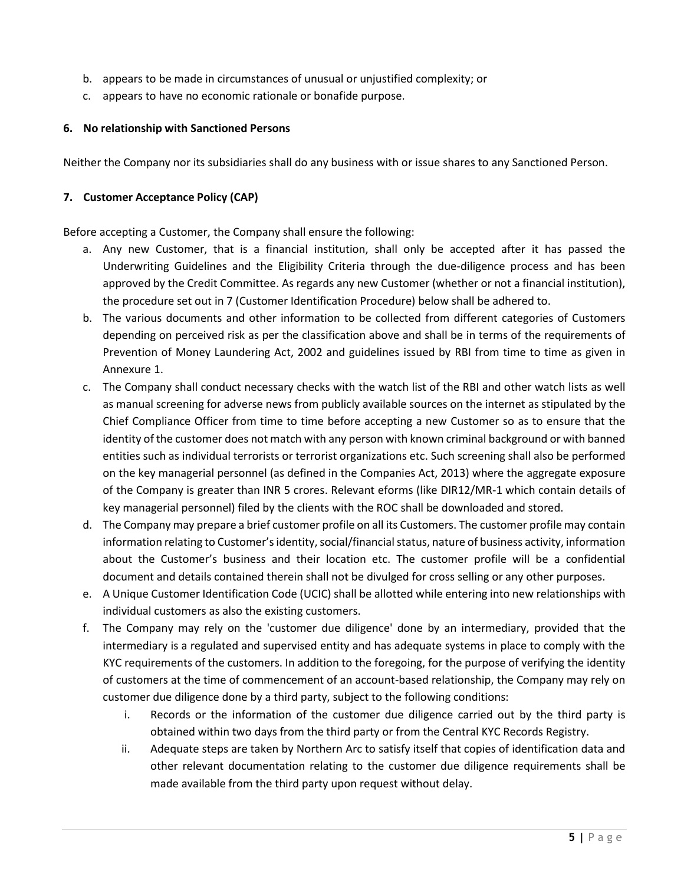b. appears to be made in circumstances of unusual or unjustified complexity; or
c. appears to have no economic rationale or bonafide purpose.

## 6. No relationship with Sanctioned Persons

Neither the Company nor its subsidiaries shall do any business with or issue shares to any Sanctioned Person.

## 7. Customer Acceptance Policy (CAP)

Before accepting a Customer, the Company shall ensure the following:

a. Any new Customer, that is a financial institution, shall only be accepted after it has passed the Underwriting Guidelines and the Eligibility Criteria through the due-diligence process and has been approved by the Credit Committee. As regards any new Customer (whether or not a financial institution), the procedure set out in 7 (Customer Identification Procedure) below shall be adhered to.
b. The various documents and other information to be collected from different categories of Customers depending on perceived risk as per the classification above and shall be in terms of the requirements of Prevention of Money Laundering Act, 2002 and guidelines issued by RBI from time to time as given in Annexure 1.
c. The Company shall conduct necessary checks with the watch list of the RBI and other watch lists as well as manual screening for adverse news from publicly available sources on the internet as stipulated by the Chief Compliance Officer from time to time before accepting a new Customer so as to ensure that the identity of the customer does not match with any person with known criminal background or with banned entities such as individual terrorists or terrorist organizations etc. Such screening shall also be performed on the key managerial personnel (as defined in the Companies Act, 2013) where the aggregate exposure of the Company is greater than INR 5 crores. Relevant eforms (like DIR12/MR-1 which contain details of key managerial personnel) filed by the clients with the ROC shall be downloaded and stored.
d. The Company may prepare a brief customer profile on all its Customers. The customer profile may contain information relating to Customer's identity, social/financial status, nature of business activity, information about the Customer's business and their location etc. The customer profile will be a confidential document and details contained therein shall not be divulged for cross selling or any other purposes.
e. A Unique Customer Identification Code (UCIC) shall be allotted while entering into new relationships with individual customers as also the existing customers.
f. The Company may rely on the 'customer due diligence' done by an intermediary, provided that the intermediary is a regulated and supervised entity and has adequate systems in place to comply with the KYC requirements of the customers. In addition to the foregoing, for the purpose of verifying the identity of customers at the time of commencement of an account-based relationship, the Company may rely on customer due diligence done by a third party, subject to the following conditions:
    i. Records or the information of the customer due diligence carried out by the third party is obtained within two days from the third party or from the Central KYC Records Registry.
    ii. Adequate steps are taken by Northern Arc to satisfy itself that copies of identification data and other relevant documentation relating to the customer due diligence requirements shall be made available from the third party upon request without delay.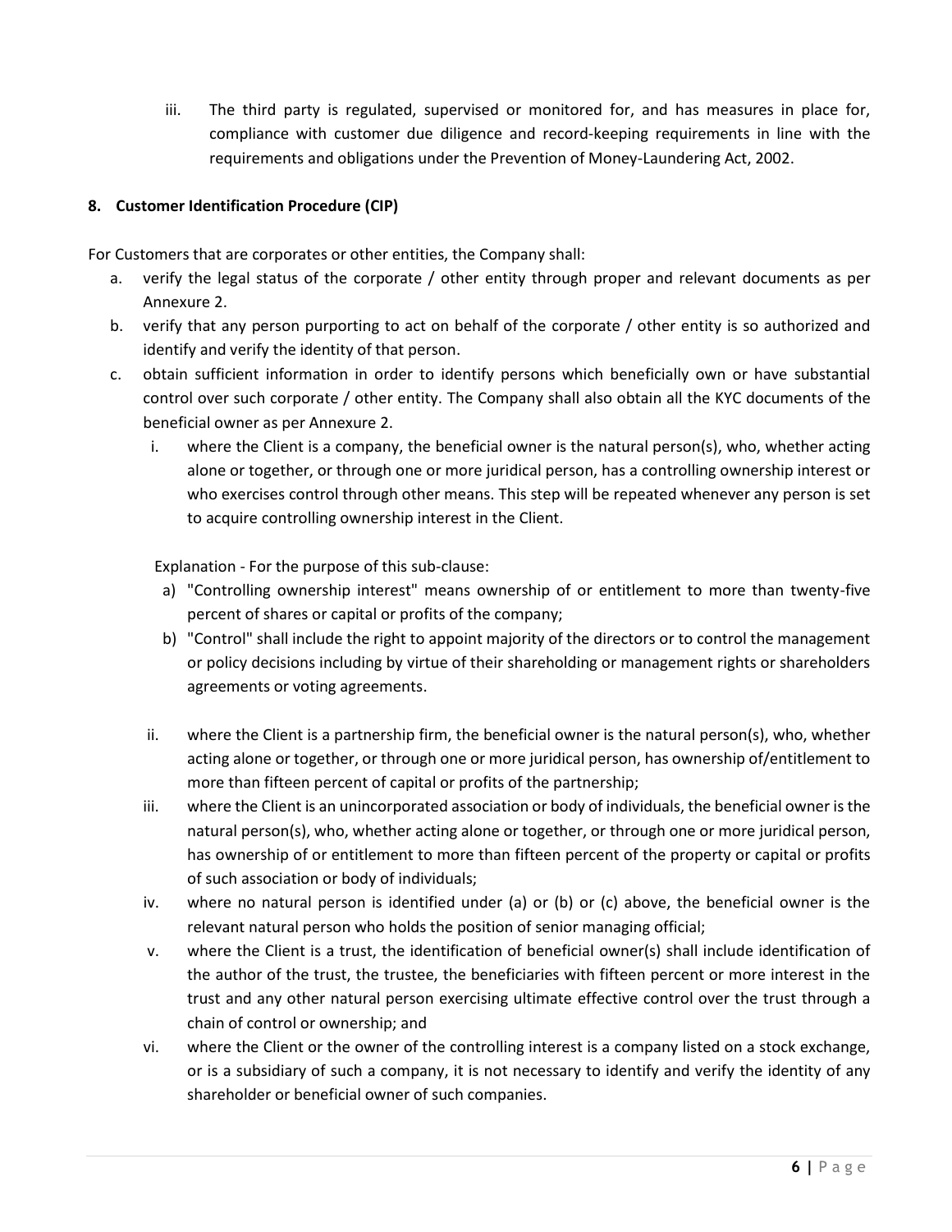iii. The third party is regulated, supervised or monitored for, and has measures in place for, compliance with customer due diligence and record-keeping requirements in line with the requirements and obligations under the Prevention of Money-Laundering Act, 2002.

## 8. Customer Identification Procedure (CIP)

For Customers that are corporates or other entities, the Company shall:

a. verify the legal status of the corporate / other entity through proper and relevant documents as per Annexure 2.

b. verify that any person purporting to act on behalf of the corporate / other entity is so authorized and identify and verify the identity of that person.

c. obtain sufficient information in order to identify persons which beneficially own or have substantial control over such corporate / other entity. The Company shall also obtain all the KYC documents of the beneficial owner as per Annexure 2.

   i. where the Client is a company, the beneficial owner is the natural person(s), who, whether acting alone or together, or through one or more juridical person, has a controlling ownership interest or who exercises control through other means. This step will be repeated whenever any person is set to acquire controlling ownership interest in the Client.

      Explanation - For the purpose of this sub-clause:

      a) "Controlling ownership interest" means ownership of or entitlement to more than twenty-five percent of shares or capital or profits of the company;

      b) "Control" shall include the right to appoint majority of the directors or to control the management or policy decisions including by virtue of their shareholding or management rights or shareholders agreements or voting agreements.

   ii. where the Client is a partnership firm, the beneficial owner is the natural person(s), who, whether acting alone or together, or through one or more juridical person, has ownership of/entitlement to more than fifteen percent of capital or profits of the partnership;

   iii. where the Client is an unincorporated association or body of individuals, the beneficial owner is the natural person(s), who, whether acting alone or together, or through one or more juridical person, has ownership of or entitlement to more than fifteen percent of the property or capital or profits of such association or body of individuals;

   iv. where no natural person is identified under (a) or (b) or (c) above, the beneficial owner is the relevant natural person who holds the position of senior managing official;

   v. where the Client is a trust, the identification of beneficial owner(s) shall include identification of the author of the trust, the trustee, the beneficiaries with fifteen percent or more interest in the trust and any other natural person exercising ultimate effective control over the trust through a chain of control or ownership; and

   vi. where the Client or the owner of the controlling interest is a company listed on a stock exchange, or is a subsidiary of such a company, it is not necessary to identify and verify the identity of any shareholder or beneficial owner of such companies.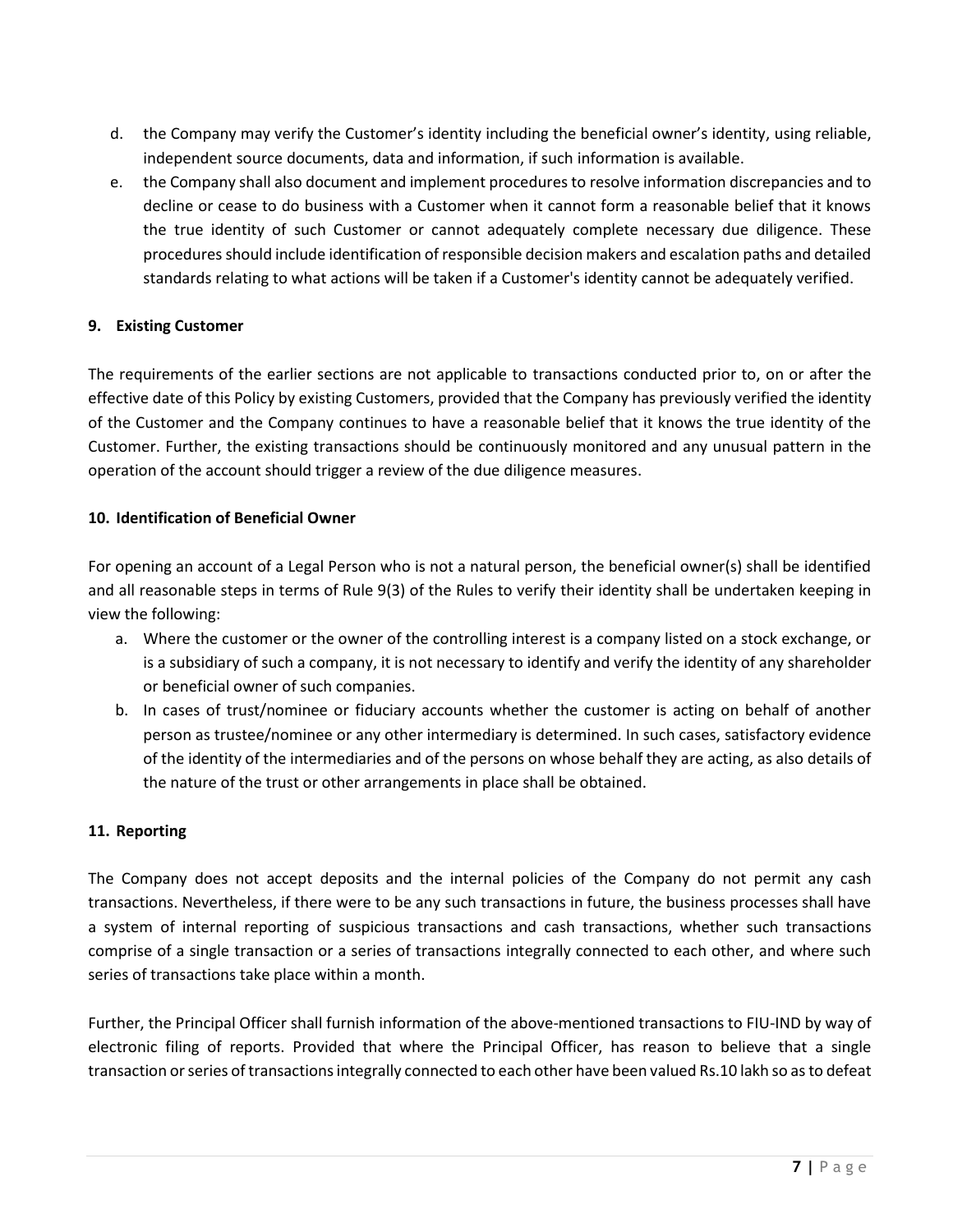d. the Company may verify the Customer's identity including the beneficial owner's identity, using reliable, independent source documents, data and information, if such information is available.

e. the Company shall also document and implement procedures to resolve information discrepancies and to decline or cease to do business with a Customer when it cannot form a reasonable belief that it knows the true identity of such Customer or cannot adequately complete necessary due diligence. These procedures should include identification of responsible decision makers and escalation paths and detailed standards relating to what actions will be taken if a Customer's identity cannot be adequately verified.

## 9. Existing Customer

The requirements of the earlier sections are not applicable to transactions conducted prior to, on or after the effective date of this Policy by existing Customers, provided that the Company has previously verified the identity of the Customer and the Company continues to have a reasonable belief that it knows the true identity of the Customer. Further, the existing transactions should be continuously monitored and any unusual pattern in the operation of the account should trigger a review of the due diligence measures.

## 10. Identification of Beneficial Owner

For opening an account of a Legal Person who is not a natural person, the beneficial owner(s) shall be identified and all reasonable steps in terms of Rule 9(3) of the Rules to verify their identity shall be undertaken keeping in view the following:

a. Where the customer or the owner of the controlling interest is a company listed on a stock exchange, or is a subsidiary of such a company, it is not necessary to identify and verify the identity of any shareholder or beneficial owner of such companies.

b. In cases of trust/nominee or fiduciary accounts whether the customer is acting on behalf of another person as trustee/nominee or any other intermediary is determined. In such cases, satisfactory evidence of the identity of the intermediaries and of the persons on whose behalf they are acting, as also details of the nature of the trust or other arrangements in place shall be obtained.

## 11. Reporting

The Company does not accept deposits and the internal policies of the Company do not permit any cash transactions. Nevertheless, if there were to be any such transactions in future, the business processes shall have a system of internal reporting of suspicious transactions and cash transactions, whether such transactions comprise of a single transaction or a series of transactions integrally connected to each other, and where such series of transactions take place within a month.

Further, the Principal Officer shall furnish information of the above-mentioned transactions to FIU-IND by way of electronic filing of reports. Provided that where the Principal Officer, has reason to believe that a single transaction or series of transactions integrally connected to each other have been valued Rs.10 lakh so as to defeat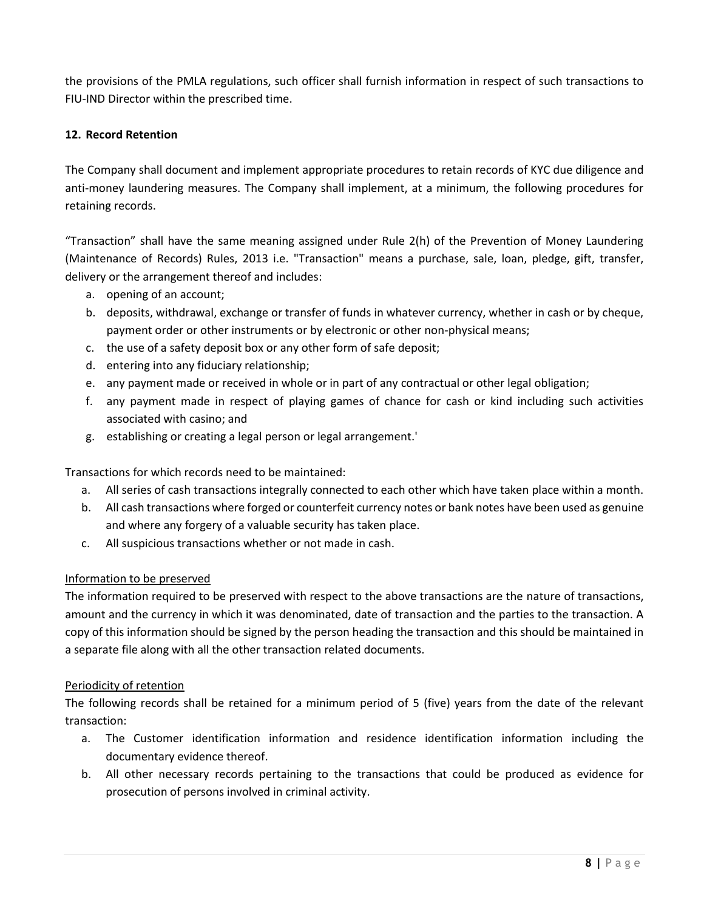the provisions of the PMLA regulations, such officer shall furnish information in respect of such transactions to FIU-IND Director within the prescribed time.

## 12. Record Retention

The Company shall document and implement appropriate procedures to retain records of KYC due diligence and anti-money laundering measures. The Company shall implement, at a minimum, the following procedures for retaining records.

“Transaction” shall have the same meaning assigned under Rule 2(h) of the Prevention of Money Laundering (Maintenance of Records) Rules, 2013 i.e. "Transaction" means a purchase, sale, loan, pledge, gift, transfer, delivery or the arrangement thereof and includes:

a. opening of an account;
b. deposits, withdrawal, exchange or transfer of funds in whatever currency, whether in cash or by cheque, payment order or other instruments or by electronic or other non-physical means;
c. the use of a safety deposit box or any other form of safe deposit;
d. entering into any fiduciary relationship;
e. any payment made or received in whole or in part of any contractual or other legal obligation;
f. any payment made in respect of playing games of chance for cash or kind including such activities associated with casino; and
g. establishing or creating a legal person or legal arrangement.'

Transactions for which records need to be maintained:

a. All series of cash transactions integrally connected to each other which have taken place within a month.
b. All cash transactions where forged or counterfeit currency notes or bank notes have been used as genuine and where any forgery of a valuable security has taken place.
c. All suspicious transactions whether or not made in cash.

Information to be preserved

The information required to be preserved with respect to the above transactions are the nature of transactions, amount and the currency in which it was denominated, date of transaction and the parties to the transaction. A copy of this information should be signed by the person heading the transaction and this should be maintained in a separate file along with all the other transaction related documents.

Periodicity of retention

The following records shall be retained for a minimum period of 5 (five) years from the date of the relevant transaction:

a. The Customer identification information and residence identification information including the documentary evidence thereof.
b. All other necessary records pertaining to the transactions that could be produced as evidence for prosecution of persons involved in criminal activity.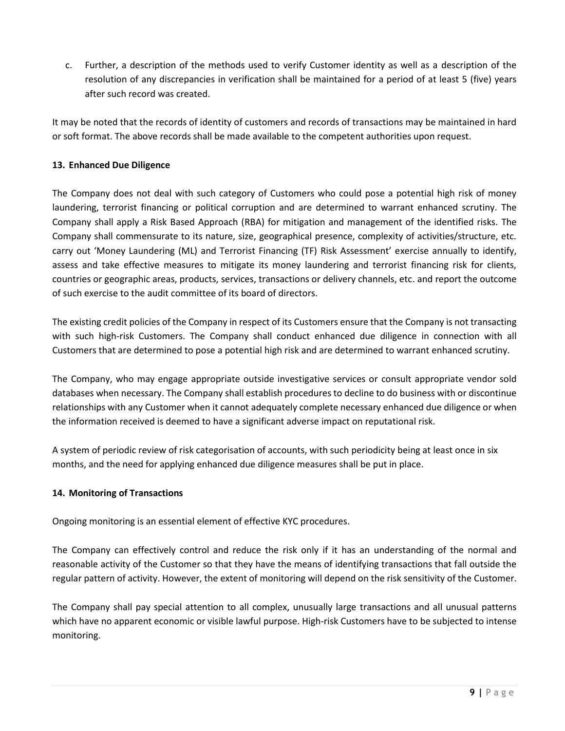c. Further, a description of the methods used to verify Customer identity as well as a description of the resolution of any discrepancies in verification shall be maintained for a period of at least 5 (five) years after such record was created.

It may be noted that the records of identity of customers and records of transactions may be maintained in hard or soft format. The above records shall be made available to the competent authorities upon request.

**13. Enhanced Due Diligence**

The Company does not deal with such category of Customers who could pose a potential high risk of money laundering, terrorist financing or political corruption and are determined to warrant enhanced scrutiny. The Company shall apply a Risk Based Approach (RBA) for mitigation and management of the identified risks. The Company shall commensurate to its nature, size, geographical presence, complexity of activities/structure, etc. carry out 'Money Laundering (ML) and Terrorist Financing (TF) Risk Assessment' exercise annually to identify, assess and take effective measures to mitigate its money laundering and terrorist financing risk for clients, countries or geographic areas, products, services, transactions or delivery channels, etc. and report the outcome of such exercise to the audit committee of its board of directors.

The existing credit policies of the Company in respect of its Customers ensure that the Company is not transacting with such high-risk Customers. The Company shall conduct enhanced due diligence in connection with all Customers that are determined to pose a potential high risk and are determined to warrant enhanced scrutiny.

The Company, who may engage appropriate outside investigative services or consult appropriate vendor sold databases when necessary. The Company shall establish procedures to decline to do business with or discontinue relationships with any Customer when it cannot adequately complete necessary enhanced due diligence or when the information received is deemed to have a significant adverse impact on reputational risk.

A system of periodic review of risk categorisation of accounts, with such periodicity being at least once in six months, and the need for applying enhanced due diligence measures shall be put in place.

**14. Monitoring of Transactions**

Ongoing monitoring is an essential element of effective KYC procedures.

The Company can effectively control and reduce the risk only if it has an understanding of the normal and reasonable activity of the Customer so that they have the means of identifying transactions that fall outside the regular pattern of activity. However, the extent of monitoring will depend on the risk sensitivity of the Customer.

The Company shall pay special attention to all complex, unusually large transactions and all unusual patterns which have no apparent economic or visible lawful purpose. High-risk Customers have to be subjected to intense monitoring.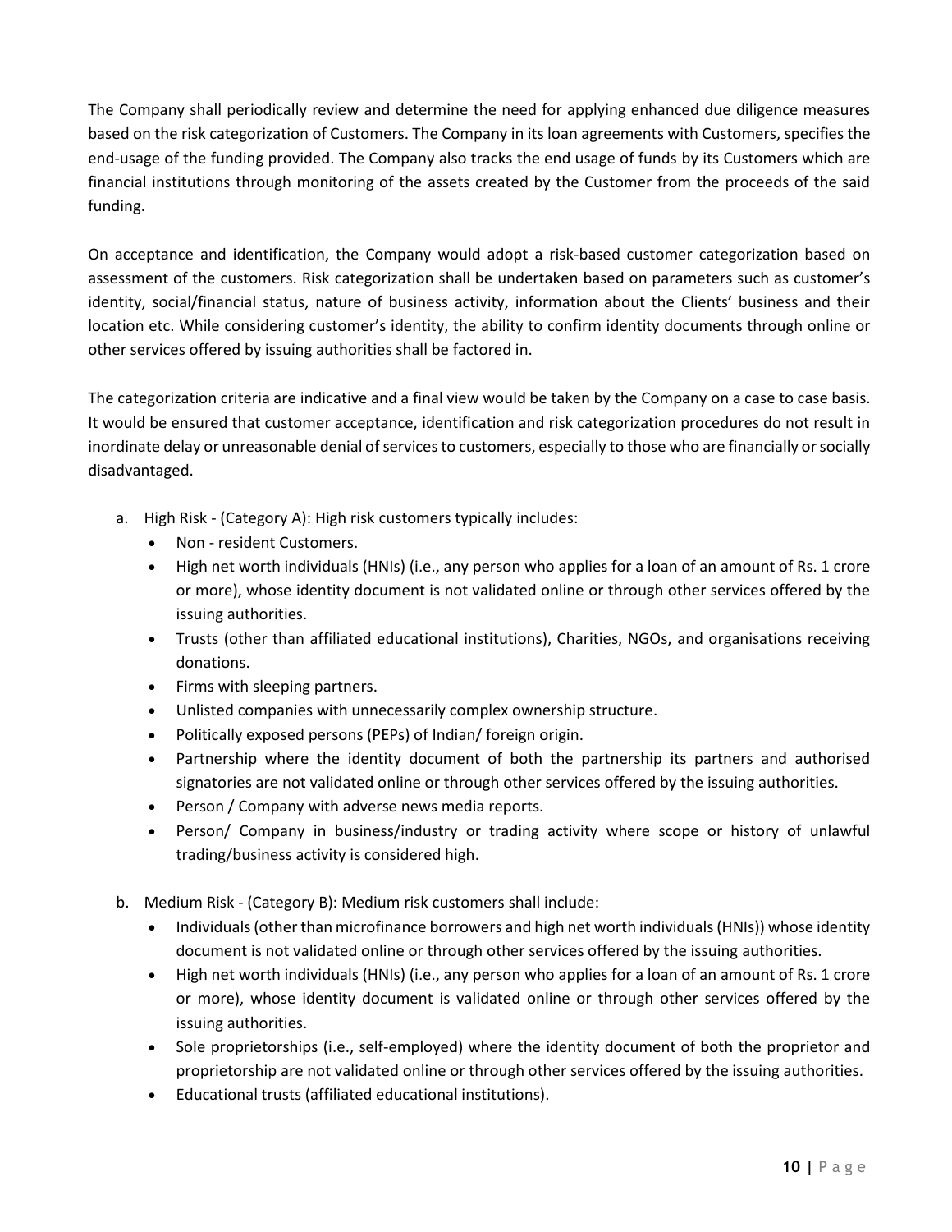The Company shall periodically review and determine the need for applying enhanced due diligence measures based on the risk categorization of Customers. The Company in its loan agreements with Customers, specifies the end-usage of the funding provided. The Company also tracks the end usage of funds by its Customers which are financial institutions through monitoring of the assets created by the Customer from the proceeds of the said funding.

On acceptance and identification, the Company would adopt a risk-based customer categorization based on assessment of the customers. Risk categorization shall be undertaken based on parameters such as customer's identity, social/financial status, nature of business activity, information about the Clients' business and their location etc. While considering customer's identity, the ability to confirm identity documents through online or other services offered by issuing authorities shall be factored in.

The categorization criteria are indicative and a final view would be taken by the Company on a case to case basis. It would be ensured that customer acceptance, identification and risk categorization procedures do not result in inordinate delay or unreasonable denial of services to customers, especially to those who are financially or socially disadvantaged.

a. High Risk - (Category A): High risk customers typically includes:
   - Non - resident Customers.
   - High net worth individuals (HNIs) (i.e., any person who applies for a loan of an amount of Rs. 1 crore or more), whose identity document is not validated online or through other services offered by the issuing authorities.
   - Trusts (other than affiliated educational institutions), Charities, NGOs, and organisations receiving donations.
   - Firms with sleeping partners.
   - Unlisted companies with unnecessarily complex ownership structure.
   - Politically exposed persons (PEPs) of Indian/ foreign origin.
   - Partnership where the identity document of both the partnership its partners and authorised signatories are not validated online or through other services offered by the issuing authorities.
   - Person / Company with adverse news media reports.
   - Person/ Company in business/industry or trading activity where scope or history of unlawful trading/business activity is considered high.

b. Medium Risk - (Category B): Medium risk customers shall include:
   - Individuals (other than microfinance borrowers and high net worth individuals (HNIs)) whose identity document is not validated online or through other services offered by the issuing authorities.
   - High net worth individuals (HNIs) (i.e., any person who applies for a loan of an amount of Rs. 1 crore or more), whose identity document is validated online or through other services offered by the issuing authorities.
   - Sole proprietorships (i.e., self-employed) where the identity document of both the proprietor and proprietorship are not validated online or through other services offered by the issuing authorities.
   - Educational trusts (affiliated educational institutions).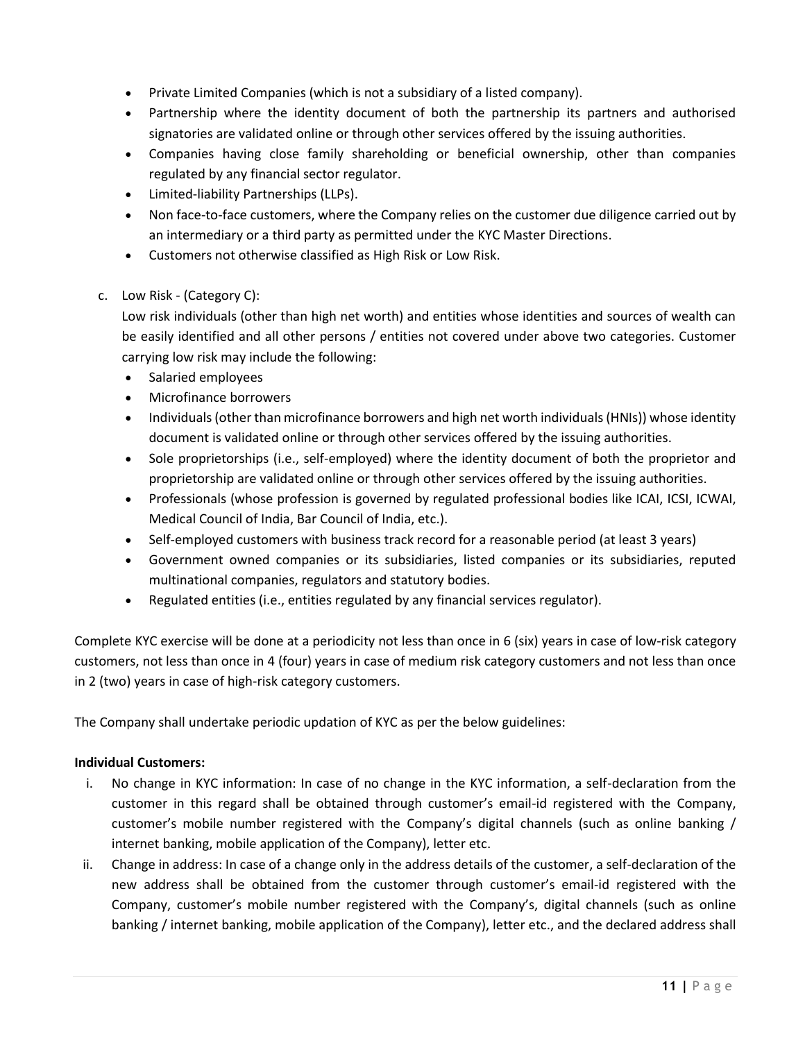- Private Limited Companies (which is not a subsidiary of a listed company).
- Partnership where the identity document of both the partnership its partners and authorised signatories are validated online or through other services offered by the issuing authorities.
- Companies having close family shareholding or beneficial ownership, other than companies regulated by any financial sector regulator.
- Limited-liability Partnerships (LLPs).
- Non face-to-face customers, where the Company relies on the customer due diligence carried out by an intermediary or a third party as permitted under the KYC Master Directions.
- Customers not otherwise classified as High Risk or Low Risk.

c. Low Risk - (Category C):

Low risk individuals (other than high net worth) and entities whose identities and sources of wealth can be easily identified and all other persons / entities not covered under above two categories. Customer carrying low risk may include the following:

- Salaried employees
- Microfinance borrowers
- Individuals (other than microfinance borrowers and high net worth individuals (HNIs)) whose identity document is validated online or through other services offered by the issuing authorities.
- Sole proprietorships (i.e., self-employed) where the identity document of both the proprietor and proprietorship are validated online or through other services offered by the issuing authorities.
- Professionals (whose profession is governed by regulated professional bodies like ICAI, ICSI, ICWAI, Medical Council of India, Bar Council of India, etc.).
- Self-employed customers with business track record for a reasonable period (at least 3 years)
- Government owned companies or its subsidiaries, listed companies or its subsidiaries, reputed multinational companies, regulators and statutory bodies.
- Regulated entities (i.e., entities regulated by any financial services regulator).

Complete KYC exercise will be done at a periodicity not less than once in 6 (six) years in case of low-risk category customers, not less than once in 4 (four) years in case of medium risk category customers and not less than once in 2 (two) years in case of high-risk category customers.

The Company shall undertake periodic updation of KYC as per the below guidelines:

**Individual Customers:**

i. No change in KYC information: In case of no change in the KYC information, a self-declaration from the customer in this regard shall be obtained through customer's email-id registered with the Company, customer's mobile number registered with the Company's digital channels (such as online banking / internet banking, mobile application of the Company), letter etc.

ii. Change in address: In case of a change only in the address details of the customer, a self-declaration of the new address shall be obtained from the customer through customer's email-id registered with the Company, customer's mobile number registered with the Company's, digital channels (such as online banking / internet banking, mobile application of the Company), letter etc., and the declared address shall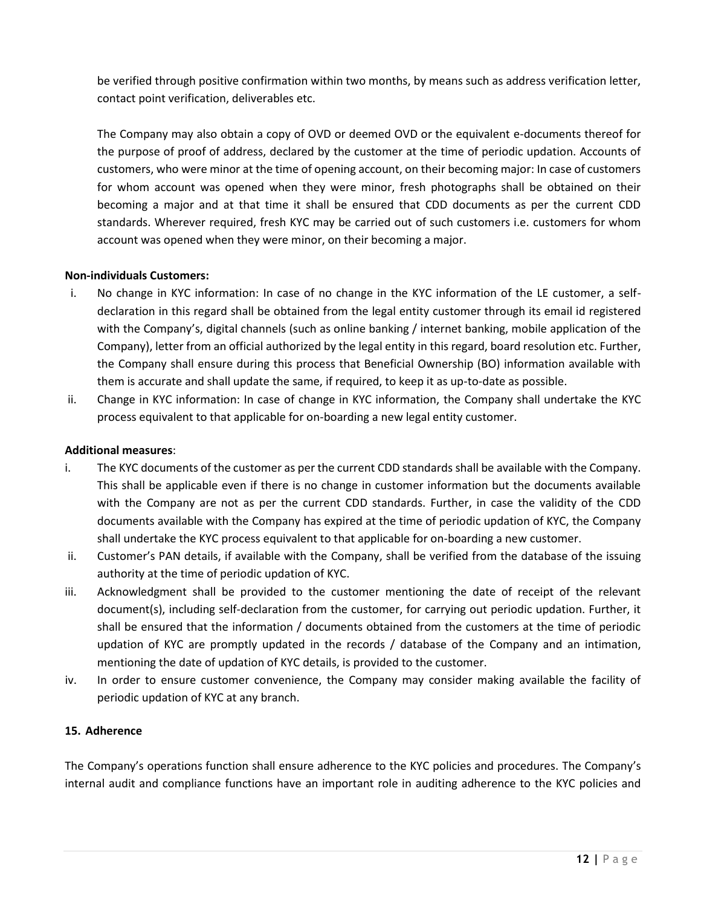be verified through positive confirmation within two months, by means such as address verification letter, contact point verification, deliverables etc.

The Company may also obtain a copy of OVD or deemed OVD or the equivalent e-documents thereof for the purpose of proof of address, declared by the customer at the time of periodic updation. Accounts of customers, who were minor at the time of opening account, on their becoming major: In case of customers for whom account was opened when they were minor, fresh photographs shall be obtained on their becoming a major and at that time it shall be ensured that CDD documents as per the current CDD standards. Wherever required, fresh KYC may be carried out of such customers i.e. customers for whom account was opened when they were minor, on their becoming a major.

**Non-individuals Customers:**

i. No change in KYC information: In case of no change in the KYC information of the LE customer, a self-declaration in this regard shall be obtained from the legal entity customer through its email id registered with the Company's, digital channels (such as online banking / internet banking, mobile application of the Company), letter from an official authorized by the legal entity in this regard, board resolution etc. Further, the Company shall ensure during this process that Beneficial Ownership (BO) information available with them is accurate and shall update the same, if required, to keep it as up-to-date as possible.

ii. Change in KYC information: In case of change in KYC information, the Company shall undertake the KYC process equivalent to that applicable for on-boarding a new legal entity customer.

**Additional measures**:

i. The KYC documents of the customer as per the current CDD standards shall be available with the Company. This shall be applicable even if there is no change in customer information but the documents available with the Company are not as per the current CDD standards. Further, in case the validity of the CDD documents available with the Company has expired at the time of periodic updation of KYC, the Company shall undertake the KYC process equivalent to that applicable for on-boarding a new customer.

ii. Customer's PAN details, if available with the Company, shall be verified from the database of the issuing authority at the time of periodic updation of KYC.

iii. Acknowledgment shall be provided to the customer mentioning the date of receipt of the relevant document(s), including self-declaration from the customer, for carrying out periodic updation. Further, it shall be ensured that the information / documents obtained from the customers at the time of periodic updation of KYC are promptly updated in the records / database of the Company and an intimation, mentioning the date of updation of KYC details, is provided to the customer.

iv. In order to ensure customer convenience, the Company may consider making available the facility of periodic updation of KYC at any branch.

**15. Adherence**

The Company's operations function shall ensure adherence to the KYC policies and procedures. The Company's internal audit and compliance functions have an important role in auditing adherence to the KYC policies and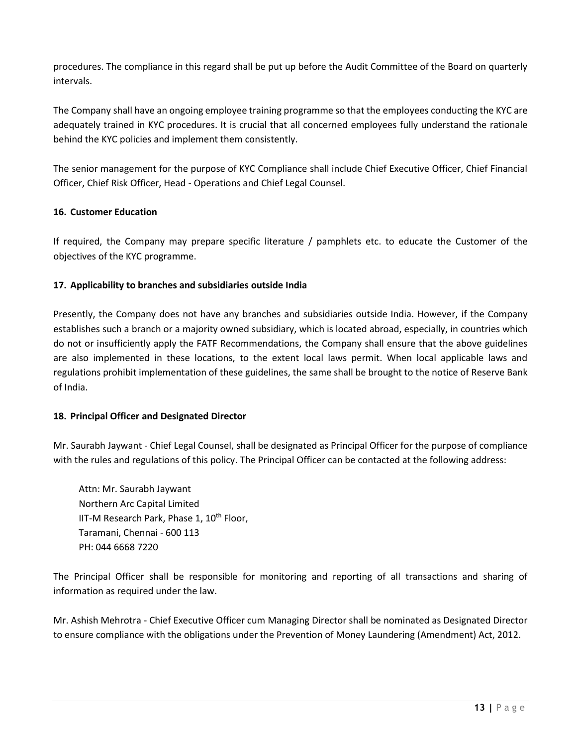procedures. The compliance in this regard shall be put up before the Audit Committee of the Board on quarterly intervals.

The Company shall have an ongoing employee training programme so that the employees conducting the KYC are adequately trained in KYC procedures. It is crucial that all concerned employees fully understand the rationale behind the KYC policies and implement them consistently.

The senior management for the purpose of KYC Compliance shall include Chief Executive Officer, Chief Financial Officer, Chief Risk Officer, Head - Operations and Chief Legal Counsel.

**16. Customer Education**

If required, the Company may prepare specific literature / pamphlets etc. to educate the Customer of the objectives of the KYC programme.

**17. Applicability to branches and subsidiaries outside India**

Presently, the Company does not have any branches and subsidiaries outside India. However, if the Company establishes such a branch or a majority owned subsidiary, which is located abroad, especially, in countries which do not or insufficiently apply the FATF Recommendations, the Company shall ensure that the above guidelines are also implemented in these locations, to the extent local laws permit. When local applicable laws and regulations prohibit implementation of these guidelines, the same shall be brought to the notice of Reserve Bank of India.

**18. Principal Officer and Designated Director**

Mr. Saurabh Jaywant - Chief Legal Counsel, shall be designated as Principal Officer for the purpose of compliance with the rules and regulations of this policy. The Principal Officer can be contacted at the following address:

Attn: Mr. Saurabh Jaywant
Northern Arc Capital Limited
IIT-M Research Park, Phase 1, 10th Floor,
Taramani, Chennai - 600 113
PH: 044 6668 7220

The Principal Officer shall be responsible for monitoring and reporting of all transactions and sharing of information as required under the law.

Mr. Ashish Mehrotra - Chief Executive Officer cum Managing Director shall be nominated as Designated Director to ensure compliance with the obligations under the Prevention of Money Laundering (Amendment) Act, 2012.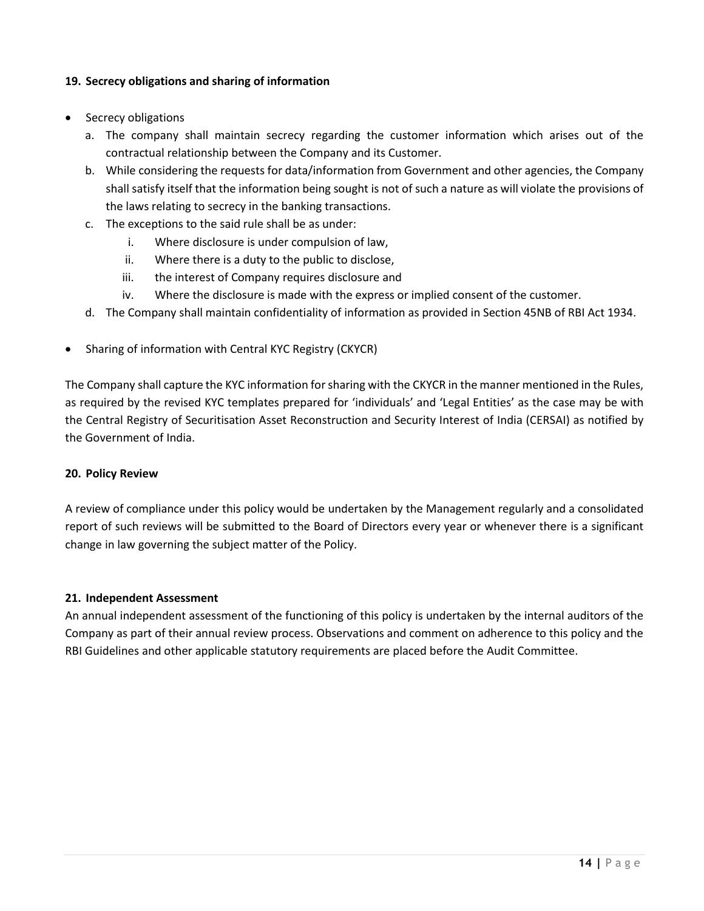## 19. Secrecy obligations and sharing of information

- Secrecy obligations
  a. The company shall maintain secrecy regarding the customer information which arises out of the contractual relationship between the Company and its Customer.
  b. While considering the requests for data/information from Government and other agencies, the Company shall satisfy itself that the information being sought is not of such a nature as will violate the provisions of the laws relating to secrecy in the banking transactions.
  c. The exceptions to the said rule shall be as under:
     i. Where disclosure is under compulsion of law,
     ii. Where there is a duty to the public to disclose,
     iii. the interest of Company requires disclosure and
     iv. Where the disclosure is made with the express or implied consent of the customer.
  d. The Company shall maintain confidentiality of information as provided in Section 45NB of RBI Act 1934.

- Sharing of information with Central KYC Registry (CKYCR)

The Company shall capture the KYC information for sharing with the CKYCR in the manner mentioned in the Rules, as required by the revised KYC templates prepared for 'individuals' and 'Legal Entities' as the case may be with the Central Registry of Securitisation Asset Reconstruction and Security Interest of India (CERSAI) as notified by the Government of India.

## 20. Policy Review

A review of compliance under this policy would be undertaken by the Management regularly and a consolidated report of such reviews will be submitted to the Board of Directors every year or whenever there is a significant change in law governing the subject matter of the Policy.

## 21. Independent Assessment

An annual independent assessment of the functioning of this policy is undertaken by the internal auditors of the Company as part of their annual review process. Observations and comment on adherence to this policy and the RBI Guidelines and other applicable statutory requirements are placed before the Audit Committee.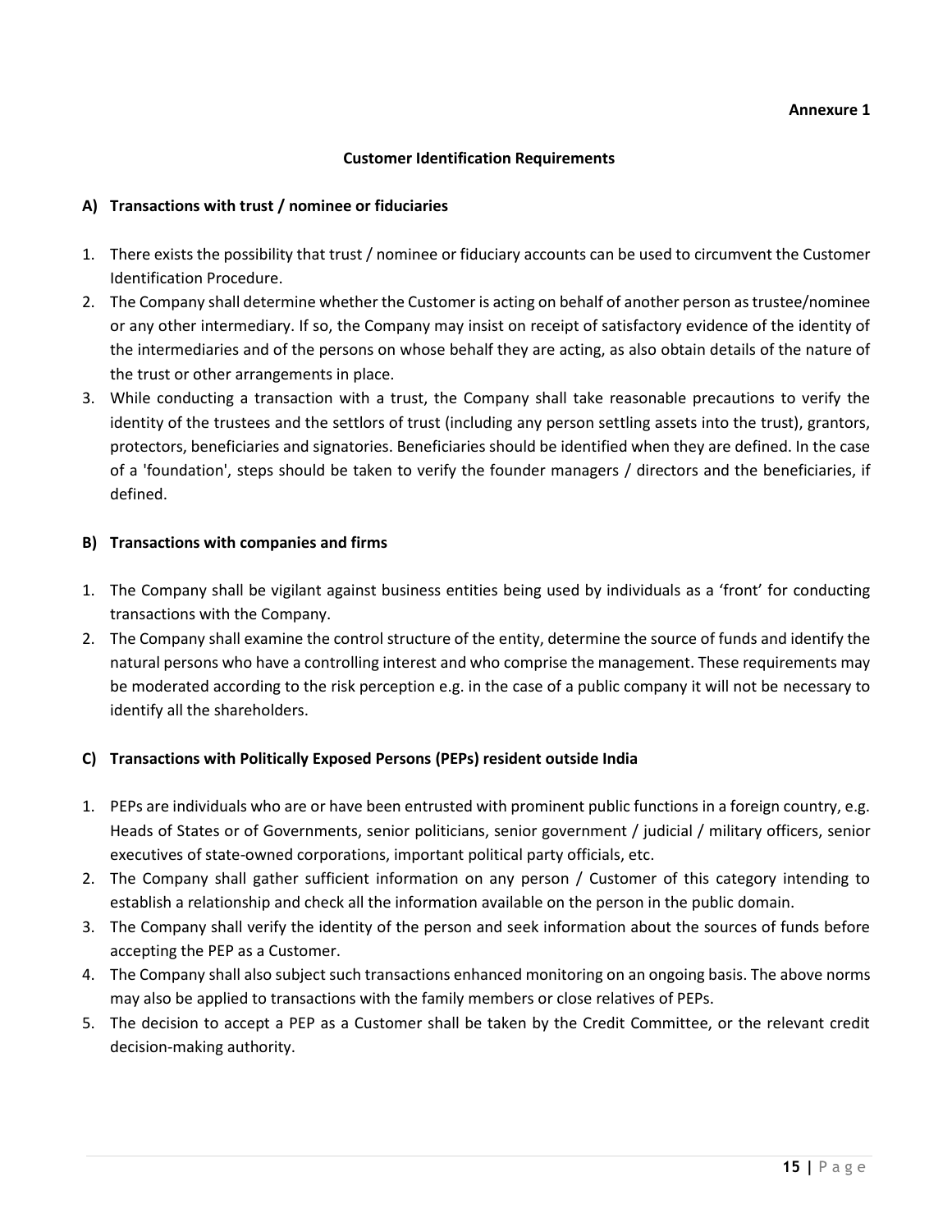**Annexure 1**

## Customer Identification Requirements

### A) Transactions with trust / nominee or fiduciaries

1. There exists the possibility that trust / nominee or fiduciary accounts can be used to circumvent the Customer Identification Procedure.
2. The Company shall determine whether the Customer is acting on behalf of another person as trustee/nominee or any other intermediary. If so, the Company may insist on receipt of satisfactory evidence of the identity of the intermediaries and of the persons on whose behalf they are acting, as also obtain details of the nature of the trust or other arrangements in place.
3. While conducting a transaction with a trust, the Company shall take reasonable precautions to verify the identity of the trustees and the settlors of trust (including any person settling assets into the trust), grantors, protectors, beneficiaries and signatories. Beneficiaries should be identified when they are defined. In the case of a 'foundation', steps should be taken to verify the founder managers / directors and the beneficiaries, if defined.

### B) Transactions with companies and firms

1. The Company shall be vigilant against business entities being used by individuals as a 'front' for conducting transactions with the Company.
2. The Company shall examine the control structure of the entity, determine the source of funds and identify the natural persons who have a controlling interest and who comprise the management. These requirements may be moderated according to the risk perception e.g. in the case of a public company it will not be necessary to identify all the shareholders.

### C) Transactions with Politically Exposed Persons (PEPs) resident outside India

1. PEPs are individuals who are or have been entrusted with prominent public functions in a foreign country, e.g. Heads of States or of Governments, senior politicians, senior government / judicial / military officers, senior executives of state-owned corporations, important political party officials, etc.
2. The Company shall gather sufficient information on any person / Customer of this category intending to establish a relationship and check all the information available on the person in the public domain.
3. The Company shall verify the identity of the person and seek information about the sources of funds before accepting the PEP as a Customer.
4. The Company shall also subject such transactions enhanced monitoring on an ongoing basis. The above norms may also be applied to transactions with the family members or close relatives of PEPs.
5. The decision to accept a PEP as a Customer shall be taken by the Credit Committee, or the relevant credit decision-making authority.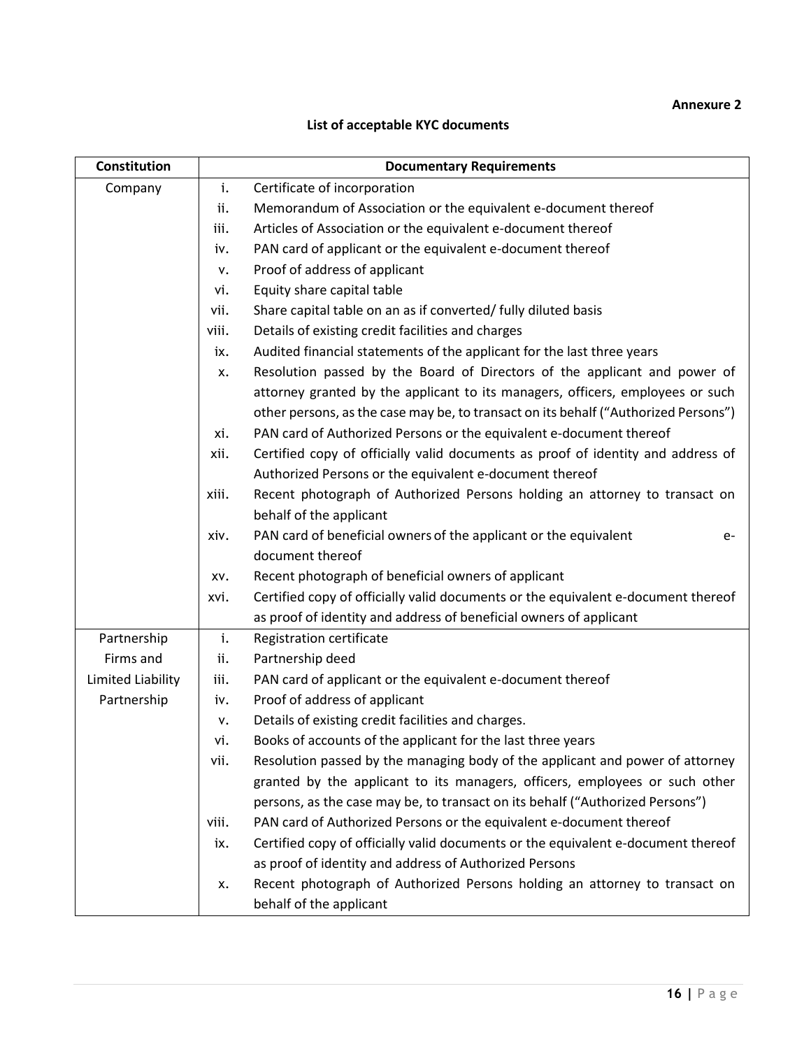**Annexure 2**

**List of acceptable KYC documents**

| Constitution | | Documentary Requirements |
|---|---|---|
| Company | i. | Certificate of incorporation |
| | ii. | Memorandum of Association or the equivalent e-document thereof |
| | iii. | Articles of Association or the equivalent e-document thereof |
| | iv. | PAN card of applicant or the equivalent e-document thereof |
| | v. | Proof of address of applicant |
| | vi. | Equity share capital table |
| | vii. | Share capital table on an as if converted/ fully diluted basis |
| | viii. | Details of existing credit facilities and charges |
| | ix. | Audited financial statements of the applicant for the last three years |
| | x. | Resolution passed by the Board of Directors of the applicant and power of attorney granted by the applicant to its managers, officers, employees or such other persons, as the case may be, to transact on its behalf ("Authorized Persons") |
| | xi. | PAN card of Authorized Persons or the equivalent e-document thereof |
| | xii. | Certified copy of officially valid documents as proof of identity and address of Authorized Persons or the equivalent e-document thereof |
| | xiii. | Recent photograph of Authorized Persons holding an attorney to transact on behalf of the applicant |
| | xiv. | PAN card of beneficial owners of the applicant or the equivalent e-document thereof |
| | xv. | Recent photograph of beneficial owners of applicant |
| | xvi. | Certified copy of officially valid documents or the equivalent e-document thereof as proof of identity and address of beneficial owners of applicant |
| Partnership Firms and Limited Liability Partnership | i. | Registration certificate |
| | ii. | Partnership deed |
| | iii. | PAN card of applicant or the equivalent e-document thereof |
| | iv. | Proof of address of applicant |
| | v. | Details of existing credit facilities and charges. |
| | vi. | Books of accounts of the applicant for the last three years |
| | vii. | Resolution passed by the managing body of the applicant and power of attorney granted by the applicant to its managers, officers, employees or such other persons, as the case may be, to transact on its behalf ("Authorized Persons") |
| | viii. | PAN card of Authorized Persons or the equivalent e-document thereof |
| | ix. | Certified copy of officially valid documents or the equivalent e-document thereof as proof of identity and address of Authorized Persons |
| | x. | Recent photograph of Authorized Persons holding an attorney to transact on behalf of the applicant |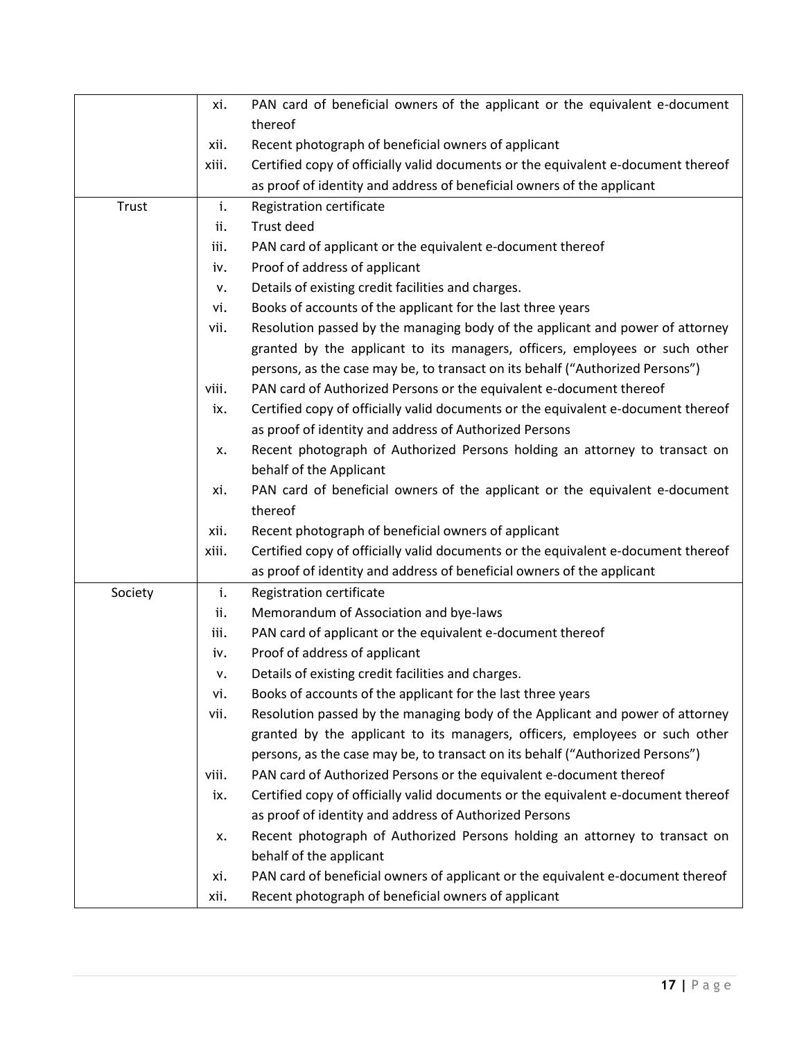| | | |
|---|---|---|
| | xi. | PAN card of beneficial owners of the applicant or the equivalent e-document thereof |
| | xii. | Recent photograph of beneficial owners of applicant |
| | xiii. | Certified copy of officially valid documents or the equivalent e-document thereof as proof of identity and address of beneficial owners of the applicant |
| Trust | i. | Registration certificate |
| | ii. | Trust deed |
| | iii. | PAN card of applicant or the equivalent e-document thereof |
| | iv. | Proof of address of applicant |
| | v. | Details of existing credit facilities and charges. |
| | vi. | Books of accounts of the applicant for the last three years |
| | vii. | Resolution passed by the managing body of the applicant and power of attorney granted by the applicant to its managers, officers, employees or such other persons, as the case may be, to transact on its behalf ("Authorized Persons") |
| | viii. | PAN card of Authorized Persons or the equivalent e-document thereof |
| | ix. | Certified copy of officially valid documents or the equivalent e-document thereof as proof of identity and address of Authorized Persons |
| | x. | Recent photograph of Authorized Persons holding an attorney to transact on behalf of the Applicant |
| | xi. | PAN card of beneficial owners of the applicant or the equivalent e-document thereof |
| | xii. | Recent photograph of beneficial owners of applicant |
| | xiii. | Certified copy of officially valid documents or the equivalent e-document thereof as proof of identity and address of beneficial owners of the applicant |
| Society | i. | Registration certificate |
| | ii. | Memorandum of Association and bye-laws |
| | iii. | PAN card of applicant or the equivalent e-document thereof |
| | iv. | Proof of address of applicant |
| | v. | Details of existing credit facilities and charges. |
| | vi. | Books of accounts of the applicant for the last three years |
| | vii. | Resolution passed by the managing body of the Applicant and power of attorney granted by the applicant to its managers, officers, employees or such other persons, as the case may be, to transact on its behalf ("Authorized Persons") |
| | viii. | PAN card of Authorized Persons or the equivalent e-document thereof |
| | ix. | Certified copy of officially valid documents or the equivalent e-document thereof as proof of identity and address of Authorized Persons |
| | x. | Recent photograph of Authorized Persons holding an attorney to transact on behalf of the applicant |
| | xi. | PAN card of beneficial owners of applicant or the equivalent e-document thereof |
| | xii. | Recent photograph of beneficial owners of applicant |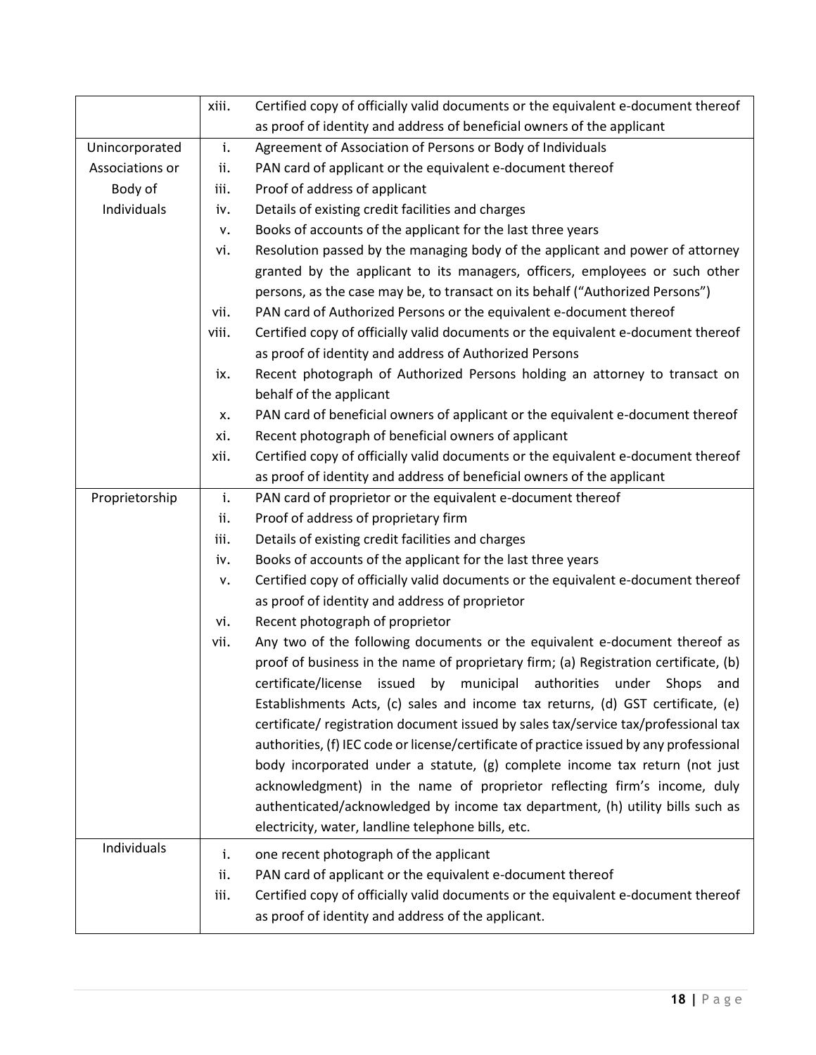| | | |
|---|---|---|
| | xiii. | Certified copy of officially valid documents or the equivalent e-document thereof as proof of identity and address of beneficial owners of the applicant |
| Unincorporated Associations or Body of Individuals | i. | Agreement of Association of Persons or Body of Individuals |
| | ii. | PAN card of applicant or the equivalent e-document thereof |
| | iii. | Proof of address of applicant |
| | iv. | Details of existing credit facilities and charges |
| | v. | Books of accounts of the applicant for the last three years |
| | vi. | Resolution passed by the managing body of the applicant and power of attorney granted by the applicant to its managers, officers, employees or such other persons, as the case may be, to transact on its behalf ("Authorized Persons") |
| | vii. | PAN card of Authorized Persons or the equivalent e-document thereof |
| | viii. | Certified copy of officially valid documents or the equivalent e-document thereof as proof of identity and address of Authorized Persons |
| | ix. | Recent photograph of Authorized Persons holding an attorney to transact on behalf of the applicant |
| | x. | PAN card of beneficial owners of applicant or the equivalent e-document thereof |
| | xi. | Recent photograph of beneficial owners of applicant |
| | xii. | Certified copy of officially valid documents or the equivalent e-document thereof as proof of identity and address of beneficial owners of the applicant |
| Proprietorship | i. | PAN card of proprietor or the equivalent e-document thereof |
| | ii. | Proof of address of proprietary firm |
| | iii. | Details of existing credit facilities and charges |
| | iv. | Books of accounts of the applicant for the last three years |
| | v. | Certified copy of officially valid documents or the equivalent e-document thereof as proof of identity and address of proprietor |
| | vi. | Recent photograph of proprietor |
| | vii. | Any two of the following documents or the equivalent e-document thereof as proof of business in the name of proprietary firm; (a) Registration certificate, (b) certificate/license issued by municipal authorities under Shops and Establishments Acts, (c) sales and income tax returns, (d) GST certificate, (e) certificate/ registration document issued by sales tax/service tax/professional tax authorities, (f) IEC code or license/certificate of practice issued by any professional body incorporated under a statute, (g) complete income tax return (not just acknowledgment) in the name of proprietor reflecting firm's income, duly authenticated/acknowledged by income tax department, (h) utility bills such as electricity, water, landline telephone bills, etc. |
| Individuals | i. | one recent photograph of the applicant |
| | ii. | PAN card of applicant or the equivalent e-document thereof |
| | iii. | Certified copy of officially valid documents or the equivalent e-document thereof as proof of identity and address of the applicant. |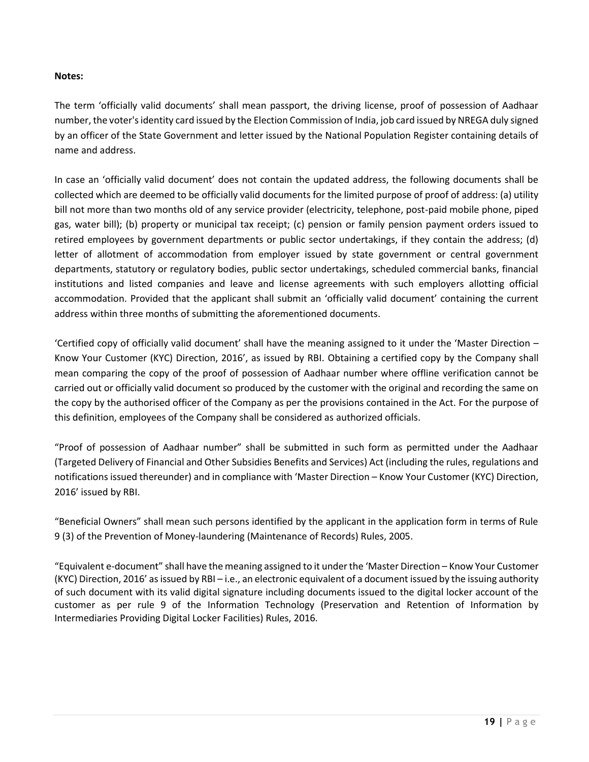**Notes:**

The term 'officially valid documents' shall mean passport, the driving license, proof of possession of Aadhaar number, the voter's identity card issued by the Election Commission of India, job card issued by NREGA duly signed by an officer of the State Government and letter issued by the National Population Register containing details of name and address.

In case an 'officially valid document' does not contain the updated address, the following documents shall be collected which are deemed to be officially valid documents for the limited purpose of proof of address: (a) utility bill not more than two months old of any service provider (electricity, telephone, post-paid mobile phone, piped gas, water bill); (b) property or municipal tax receipt; (c) pension or family pension payment orders issued to retired employees by government departments or public sector undertakings, if they contain the address; (d) letter of allotment of accommodation from employer issued by state government or central government departments, statutory or regulatory bodies, public sector undertakings, scheduled commercial banks, financial institutions and listed companies and leave and license agreements with such employers allotting official accommodation. Provided that the applicant shall submit an 'officially valid document' containing the current address within three months of submitting the aforementioned documents.

'Certified copy of officially valid document' shall have the meaning assigned to it under the 'Master Direction – Know Your Customer (KYC) Direction, 2016', as issued by RBI. Obtaining a certified copy by the Company shall mean comparing the copy of the proof of possession of Aadhaar number where offline verification cannot be carried out or officially valid document so produced by the customer with the original and recording the same on the copy by the authorised officer of the Company as per the provisions contained in the Act. For the purpose of this definition, employees of the Company shall be considered as authorized officials.

"Proof of possession of Aadhaar number" shall be submitted in such form as permitted under the Aadhaar (Targeted Delivery of Financial and Other Subsidies Benefits and Services) Act (including the rules, regulations and notifications issued thereunder) and in compliance with 'Master Direction – Know Your Customer (KYC) Direction, 2016' issued by RBI.

"Beneficial Owners" shall mean such persons identified by the applicant in the application form in terms of Rule 9 (3) of the Prevention of Money-laundering (Maintenance of Records) Rules, 2005.

"Equivalent e-document" shall have the meaning assigned to it under the 'Master Direction – Know Your Customer (KYC) Direction, 2016' as issued by RBI – i.e., an electronic equivalent of a document issued by the issuing authority of such document with its valid digital signature including documents issued to the digital locker account of the customer as per rule 9 of the Information Technology (Preservation and Retention of Information by Intermediaries Providing Digital Locker Facilities) Rules, 2016.